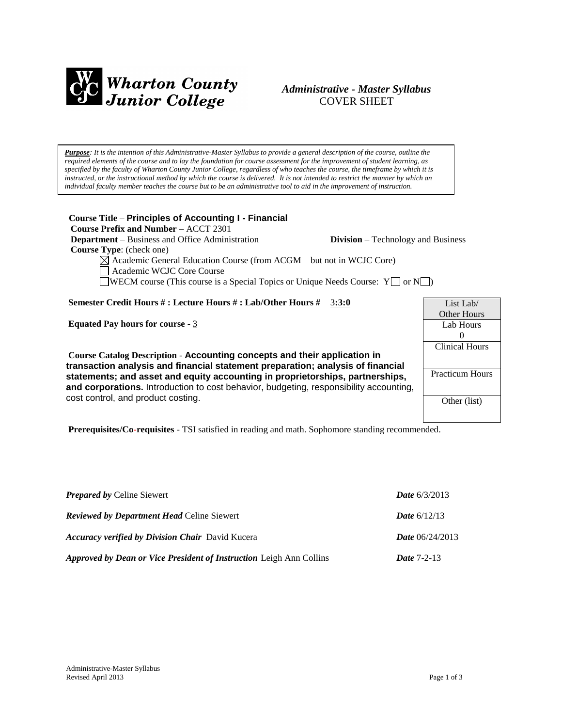**Wharton County Junior College**

***Administrative - Master Syllabus***
COVER SHEET

***Purpose****: It is the intention of this Administrative-Master Syllabus to provide a general description of the course, outline the required elements of the course and to lay the foundation for course assessment for the improvement of student learning, as specified by the faculty of Wharton County Junior College, regardless of who teaches the course, the timeframe by which it is instructed, or the instructional method by which the course is delivered. It is not intended to restrict the manner by which an individual faculty member teaches the course but to be an administrative tool to aid in the improvement of instruction.*

**Course Title** – **Principles of Accounting I - Financial**
**Course Prefix and Number** – ACCT 2301
**Department** – Business and Office Administration **Division** – Technology and Business
**Course Type**: (check one)

- ☒ Academic General Education Course (from ACGM – but not in WCJC Core)
- ☐ Academic WCJC Core Course
- ☐ WECM course (This course is a Special Topics or Unique Needs Course: Y☐ or N☐)

**Semester Credit Hours # : Lecture Hours # : Lab/Other Hours #** 3**:3:0**

**Equated Pay hours for course** - 3

| List Lab/ Other Hours |
|---|
| Lab Hours 0 |
| Clinical Hours |
| Practicum Hours |
| Other (list) |

**Course Catalog Description** - **Accounting concepts and their application in transaction analysis and financial statement preparation; analysis of financial statements; and asset and equity accounting in proprietorships, partnerships, and corporations.** Introduction to cost behavior, budgeting, responsibility accounting, cost control, and product costing.

**Prerequisites/Co-requisites** - TSI satisfied in reading and math. Sophomore standing recommended.

***Prepared by*** Celine Siewert ***Date*** 6/3/2013

***Reviewed by Department Head*** Celine Siewert ***Date*** 6/12/13

***Accuracy verified by Division Chair*** David Kucera ***Date*** 06/24/2013

***Approved by Dean or Vice President of Instruction*** Leigh Ann Collins ***Date*** 7-2-13

Administrative-Master Syllabus
Revised April 2013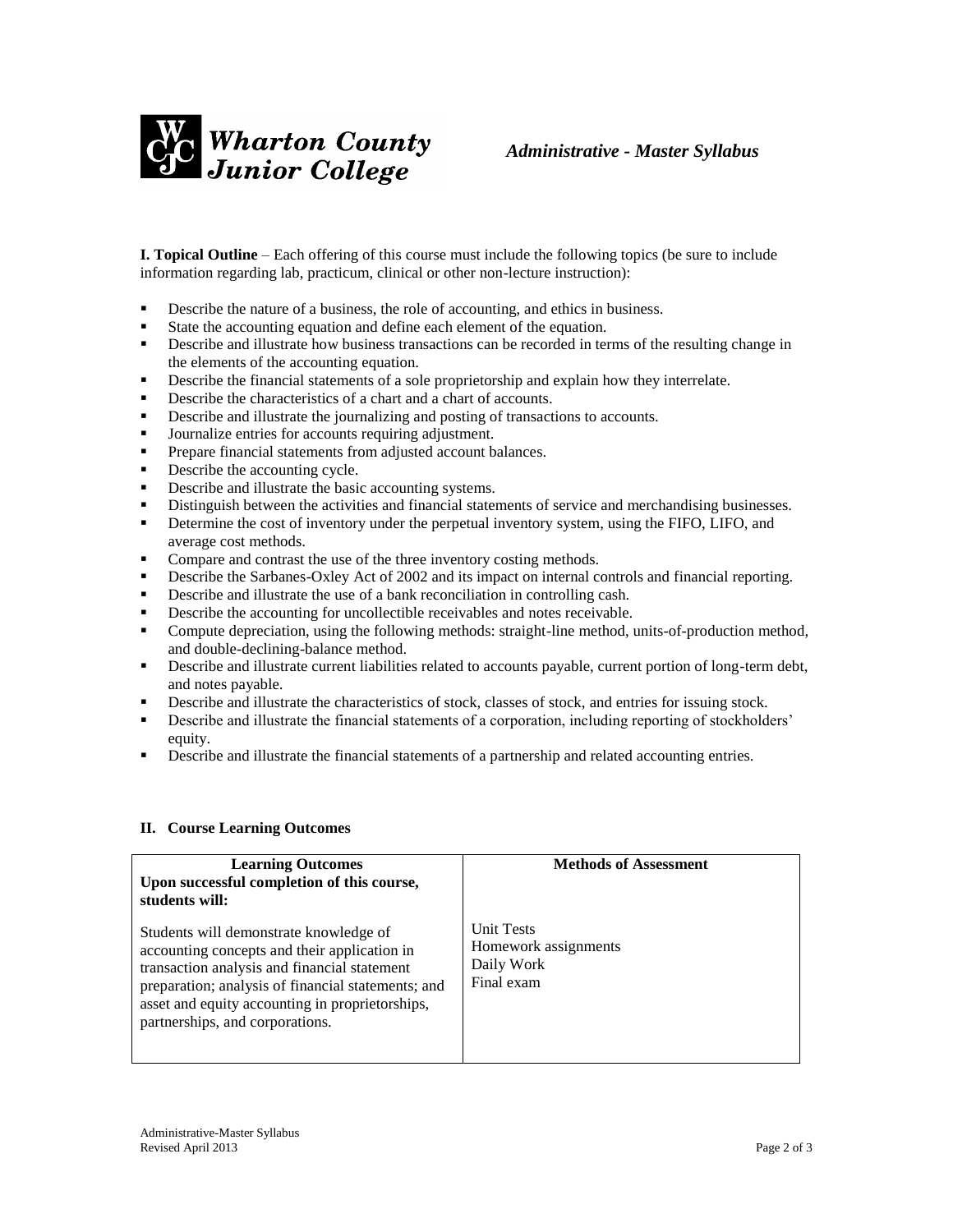**I. Topical Outline** – Each offering of this course must include the following topics (be sure to include information regarding lab, practicum, clinical or other non-lecture instruction):

- Describe the nature of a business, the role of accounting, and ethics in business.
- State the accounting equation and define each element of the equation.
- Describe and illustrate how business transactions can be recorded in terms of the resulting change in the elements of the accounting equation.
- Describe the financial statements of a sole proprietorship and explain how they interrelate.
- Describe the characteristics of a chart and a chart of accounts.
- Describe and illustrate the journalizing and posting of transactions to accounts.
- Journalize entries for accounts requiring adjustment.
- Prepare financial statements from adjusted account balances.
- Describe the accounting cycle.
- Describe and illustrate the basic accounting systems.
- Distinguish between the activities and financial statements of service and merchandising businesses.
- Determine the cost of inventory under the perpetual inventory system, using the FIFO, LIFO, and average cost methods.
- Compare and contrast the use of the three inventory costing methods.
- Describe the Sarbanes-Oxley Act of 2002 and its impact on internal controls and financial reporting.
- Describe and illustrate the use of a bank reconciliation in controlling cash.
- Describe the accounting for uncollectible receivables and notes receivable.
- Compute depreciation, using the following methods: straight-line method, units-of-production method, and double-declining-balance method.
- Describe and illustrate current liabilities related to accounts payable, current portion of long-term debt, and notes payable.
- Describe and illustrate the characteristics of stock, classes of stock, and entries for issuing stock.
- Describe and illustrate the financial statements of a corporation, including reporting of stockholders' equity.
- Describe and illustrate the financial statements of a partnership and related accounting entries.

**II. Course Learning Outcomes**

| **Learning Outcomes**<br>**Upon successful completion of this course, students will:** | **Methods of Assessment** |
| --- | --- |
| Students will demonstrate knowledge of accounting concepts and their application in transaction analysis and financial statement preparation; analysis of financial statements; and asset and equity accounting in proprietorships, partnerships, and corporations. | Unit Tests<br>Homework assignments<br>Daily Work<br>Final exam |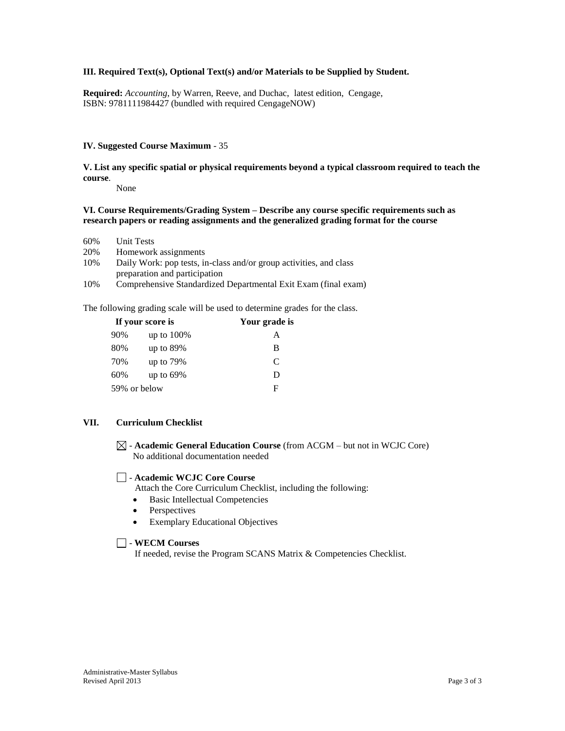**III. Required Text(s), Optional Text(s) and/or Materials to be Supplied by Student.**

**Required:** *Accounting*, by Warren, Reeve, and Duchac, latest edition, Cengage, ISBN: 9781111984427 (bundled with required CengageNOW)

**IV. Suggested Course Maximum** - 35

**V. List any specific spatial or physical requirements beyond a typical classroom required to teach the course**.

None

**VI. Course Requirements/Grading System – Describe any course specific requirements such as research papers or reading assignments and the generalized grading format for the course**

60% Unit Tests
20% Homework assignments
10% Daily Work: pop tests, in-class and/or group activities, and class preparation and participation
10% Comprehensive Standardized Departmental Exit Exam (final exam)

The following grading scale will be used to determine grades for the class.

| If your score is | | Your grade is |
|---|---|---|
| 90% | up to 100% | A |
| 80% | up to 89% | B |
| 70% | up to 79% | C |
| 60% | up to 69% | D |
| 59% or below | | F |

**VII. Curriculum Checklist**

☒ - **Academic General Education Course** (from ACGM – but not in WCJC Core)
No additional documentation needed

☐ - **Academic WCJC Core Course**
Attach the Core Curriculum Checklist, including the following:

- Basic Intellectual Competencies
- Perspectives
- Exemplary Educational Objectives

☐ - **WECM Courses**
If needed, revise the Program SCANS Matrix & Competencies Checklist.

Administrative-Master Syllabus
Revised April 2013